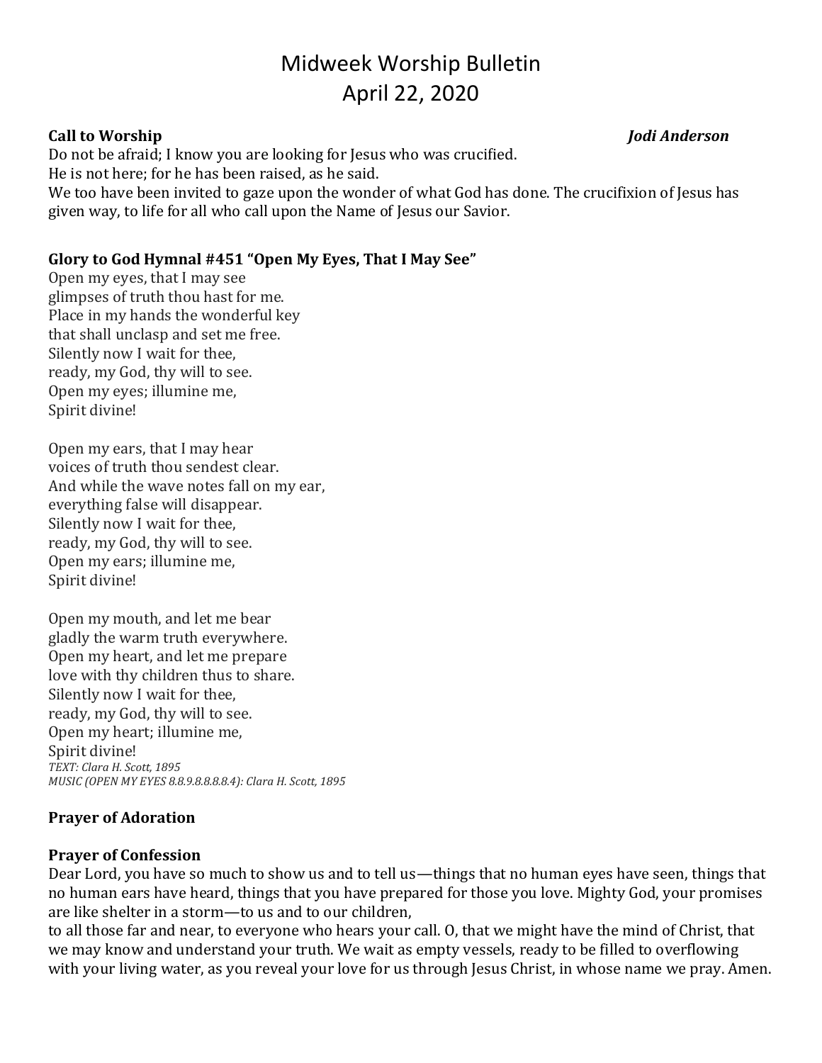# Midweek Worship Bulletin
# April 22, 2020

**Call to Worship** ***Jodi Anderson***

Do not be afraid; I know you are looking for Jesus who was crucified.
He is not here; for he has been raised, as he said.
We too have been invited to gaze upon the wonder of what God has done. The crucifixion of Jesus has given way, to life for all who call upon the Name of Jesus our Savior.

**Glory to God Hymnal #451 "Open My Eyes, That I May See"**

Open my eyes, that I may see
glimpses of truth thou hast for me.
Place in my hands the wonderful key
that shall unclasp and set me free.
Silently now I wait for thee,
ready, my God, thy will to see.
Open my eyes; illumine me,
Spirit divine!

Open my ears, that I may hear
voices of truth thou sendest clear.
And while the wave notes fall on my ear,
everything false will disappear.
Silently now I wait for thee,
ready, my God, thy will to see.
Open my ears; illumine me,
Spirit divine!

Open my mouth, and let me bear
gladly the warm truth everywhere.
Open my heart, and let me prepare
love with thy children thus to share.
Silently now I wait for thee,
ready, my God, thy will to see.
Open my heart; illumine me,
Spirit divine!

*TEXT: Clara H. Scott, 1895*
*MUSIC (OPEN MY EYES 8.8.9.8.8.8.8.4): Clara H. Scott, 1895*

**Prayer of Adoration**

**Prayer of Confession**

Dear Lord, you have so much to show us and to tell us—things that no human eyes have seen, things that no human ears have heard, things that you have prepared for those you love. Mighty God, your promises are like shelter in a storm—to us and to our children,
to all those far and near, to everyone who hears your call. O, that we might have the mind of Christ, that we may know and understand your truth. We wait as empty vessels, ready to be filled to overflowing with your living water, as you reveal your love for us through Jesus Christ, in whose name we pray. Amen.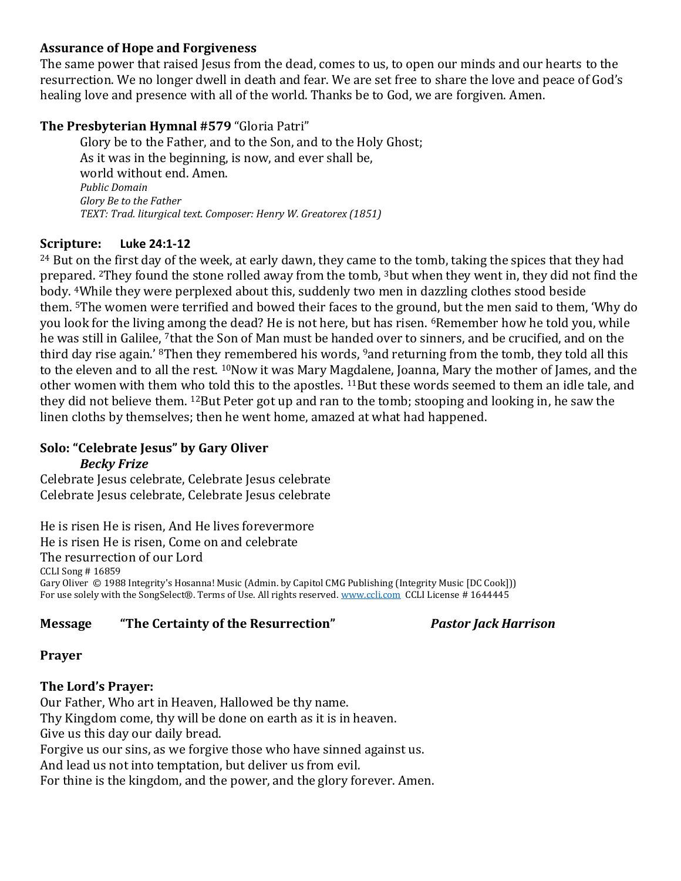**Assurance of Hope and Forgiveness**

The same power that raised Jesus from the dead, comes to us, to open our minds and our hearts to the resurrection. We no longer dwell in death and fear. We are set free to share the love and peace of God's healing love and presence with all of the world. Thanks be to God, we are forgiven. Amen.

**The Presbyterian Hymnal #579** "Gloria Patri"

Glory be to the Father, and to the Son, and to the Holy Ghost;
As it was in the beginning, is now, and ever shall be,
world without end. Amen.
*Public Domain*
*Glory Be to the Father*
*TEXT: Trad. liturgical text. Composer: Henry W. Greatorex (1851)*

**Scripture: Luke 24:1-12**

24 But on the first day of the week, at early dawn, they came to the tomb, taking the spices that they had prepared. 2They found the stone rolled away from the tomb, 3but when they went in, they did not find the body. 4While they were perplexed about this, suddenly two men in dazzling clothes stood beside them. 5The women were terrified and bowed their faces to the ground, but the men said to them, 'Why do you look for the living among the dead? He is not here, but has risen. 6Remember how he told you, while he was still in Galilee, 7that the Son of Man must be handed over to sinners, and be crucified, and on the third day rise again.' 8Then they remembered his words, 9and returning from the tomb, they told all this to the eleven and to all the rest. 10Now it was Mary Magdalene, Joanna, Mary the mother of James, and the other women with them who told this to the apostles. 11But these words seemed to them an idle tale, and they did not believe them. 12But Peter got up and ran to the tomb; stooping and looking in, he saw the linen cloths by themselves; then he went home, amazed at what had happened.

**Solo: "Celebrate Jesus" by Gary Oliver**
***Becky Frize***

Celebrate Jesus celebrate, Celebrate Jesus celebrate
Celebrate Jesus celebrate, Celebrate Jesus celebrate

He is risen He is risen, And He lives forevermore
He is risen He is risen, Come on and celebrate
The resurrection of our Lord

CCLI Song # 16859
Gary Oliver © 1988 Integrity's Hosanna! Music (Admin. by Capitol CMG Publishing (Integrity Music [DC Cook]))
For use solely with the SongSelect®. Terms of Use. All rights reserved. www.ccli.com CCLI License # 1644445

**Message "The Certainty of the Resurrection"** ***Pastor Jack Harrison***

**Prayer**

**The Lord's Prayer:**

Our Father, Who art in Heaven, Hallowed be thy name.
Thy Kingdom come, thy will be done on earth as it is in heaven.
Give us this day our daily bread.
Forgive us our sins, as we forgive those who have sinned against us.
And lead us not into temptation, but deliver us from evil.
For thine is the kingdom, and the power, and the glory forever. Amen.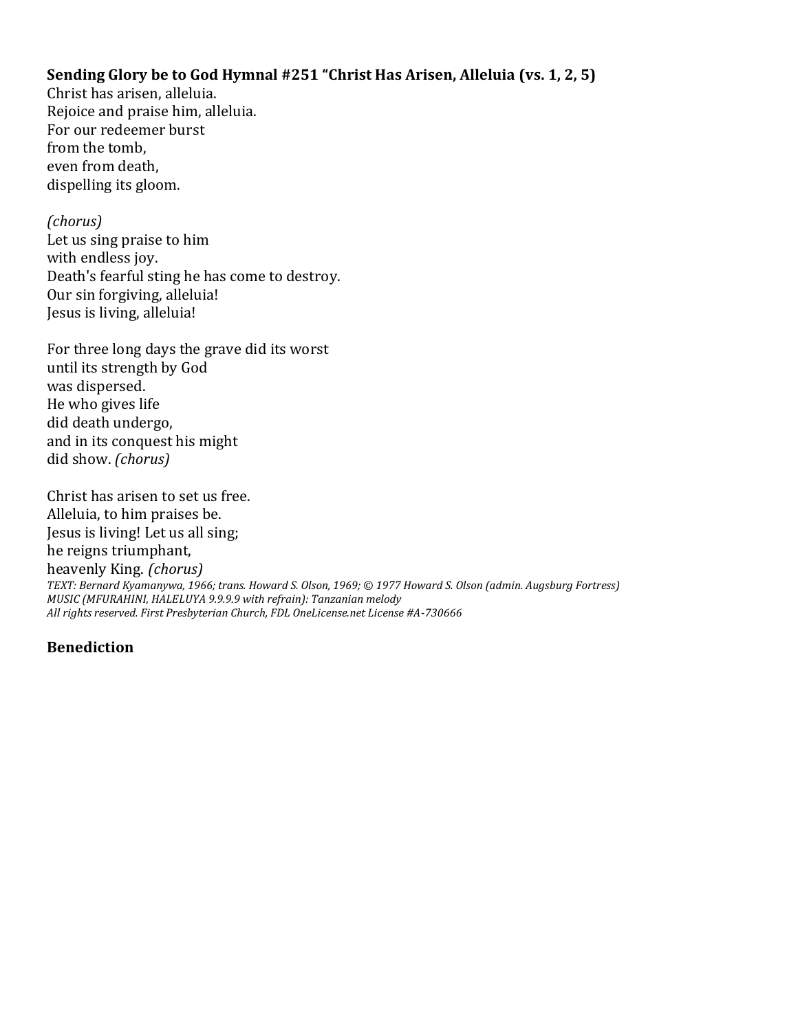**Sending Glory be to God Hymnal #251 “Christ Has Arisen, Alleluia (vs. 1, 2, 5)**

Christ has arisen, alleluia.
Rejoice and praise him, alleluia.
For our redeemer burst
from the tomb,
even from death,
dispelling its gloom.

*(chorus)*
Let us sing praise to him
with endless joy.
Death's fearful sting he has come to destroy.
Our sin forgiving, alleluia!
Jesus is living, alleluia!

For three long days the grave did its worst
until its strength by God
was dispersed.
He who gives life
did death undergo,
and in its conquest his might
did show. *(chorus)*

Christ has arisen to set us free.
Alleluia, to him praises be.
Jesus is living! Let us all sing;
he reigns triumphant,
heavenly King. *(chorus)*
*TEXT: Bernard Kyamanywa, 1966; trans. Howard S. Olson, 1969; © 1977 Howard S. Olson (admin. Augsburg Fortress)*
*MUSIC (MFURAHINI, HALELUYA 9.9.9.9 with refrain): Tanzanian melody*
*All rights reserved. First Presbyterian Church, FDL OneLicense.net License #A-730666*

**Benediction**